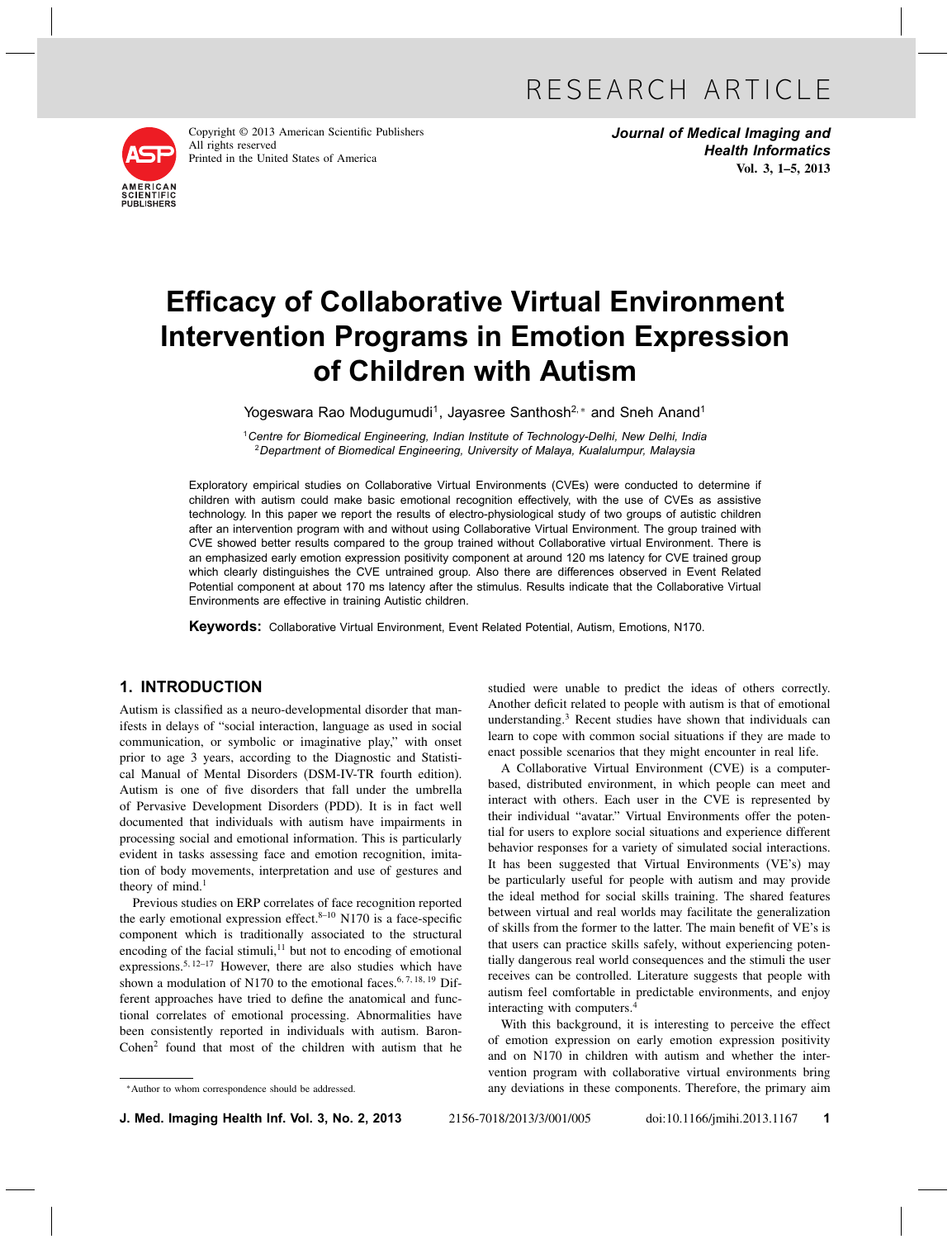RESEARCH ARTICLE

# Efficacy of Collaborative Virtual Environment Intervention Programs in Emotion Expression of Children with Autism

Yogeswara Rao Modugumudi[1], Jayasree Santhosh[2,*] and Sneh Anand[1]

[1]*Centre for Biomedical Engineering, Indian Institute of Technology-Delhi, New Delhi, India*
[2]*Department of Biomedical Engineering, University of Malaya, Kualalumpur, Malaysia*

Exploratory empirical studies on Collaborative Virtual Environments (CVEs) were conducted to determine if children with autism could make basic emotional recognition effectively, with the use of CVEs as assistive technology. In this paper we report the results of electro-physiological study of two groups of autistic children after an intervention program with and without using Collaborative Virtual Environment. The group trained with CVE showed better results compared to the group trained without Collaborative virtual Environment. There is an emphasized early emotion expression positivity component at around 120 ms latency for CVE trained group which clearly distinguishes the CVE untrained group. Also there are differences observed in Event Related Potential component at about 170 ms latency after the stimulus. Results indicate that the Collaborative Virtual Environments are effective in training Autistic children.

**Keywords:** Collaborative Virtual Environment, Event Related Potential, Autism, Emotions, N170.

## 1. INTRODUCTION

Autism is classified as a neuro-developmental disorder that manifests in delays of "social interaction, language as used in social communication, or symbolic or imaginative play," with onset prior to age 3 years, according to the Diagnostic and Statistical Manual of Mental Disorders (DSM-IV-TR fourth edition). Autism is one of five disorders that fall under the umbrella of Pervasive Development Disorders (PDD). It is in fact well documented that individuals with autism have impairments in processing social and emotional information. This is particularly evident in tasks assessing face and emotion recognition, imitation of body movements, interpretation and use of gestures and theory of mind.[1]

Previous studies on ERP correlates of face recognition reported the early emotional expression effect.[8–10] N170 is a face-specific component which is traditionally associated to the structural encoding of the facial stimuli,[11] but not to encoding of emotional expressions.[5,12–17] However, there are also studies which have shown a modulation of N170 to the emotional faces.[6,7,18,19] Different approaches have tried to define the anatomical and functional correlates of emotional processing. Abnormalities have been consistently reported in individuals with autism. Baron-Cohen[2] found that most of the children with autism that he studied were unable to predict the ideas of others correctly. Another deficit related to people with autism is that of emotional understanding.[3] Recent studies have shown that individuals can learn to cope with common social situations if they are made to enact possible scenarios that they might encounter in real life.

A Collaborative Virtual Environment (CVE) is a computer-based, distributed environment, in which people can meet and interact with others. Each user in the CVE is represented by their individual "avatar." Virtual Environments offer the potential for users to explore social situations and experience different behavior responses for a variety of simulated social interactions. It has been suggested that Virtual Environments (VE's) may be particularly useful for people with autism and may provide the ideal method for social skills training. The shared features between virtual and real worlds may facilitate the generalization of skills from the former to the latter. The main benefit of VE's is that users can practice skills safely, without experiencing potentially dangerous real world consequences and the stimuli the user receives can be controlled. Literature suggests that people with autism feel comfortable in predictable environments, and enjoy interacting with computers.[4]

With this background, it is interesting to perceive the effect of emotion expression on early emotion expression positivity and on N170 in children with autism and whether the intervention program with collaborative virtual environments bring any deviations in these components. Therefore, the primary aim

*Author to whom correspondence should be addressed.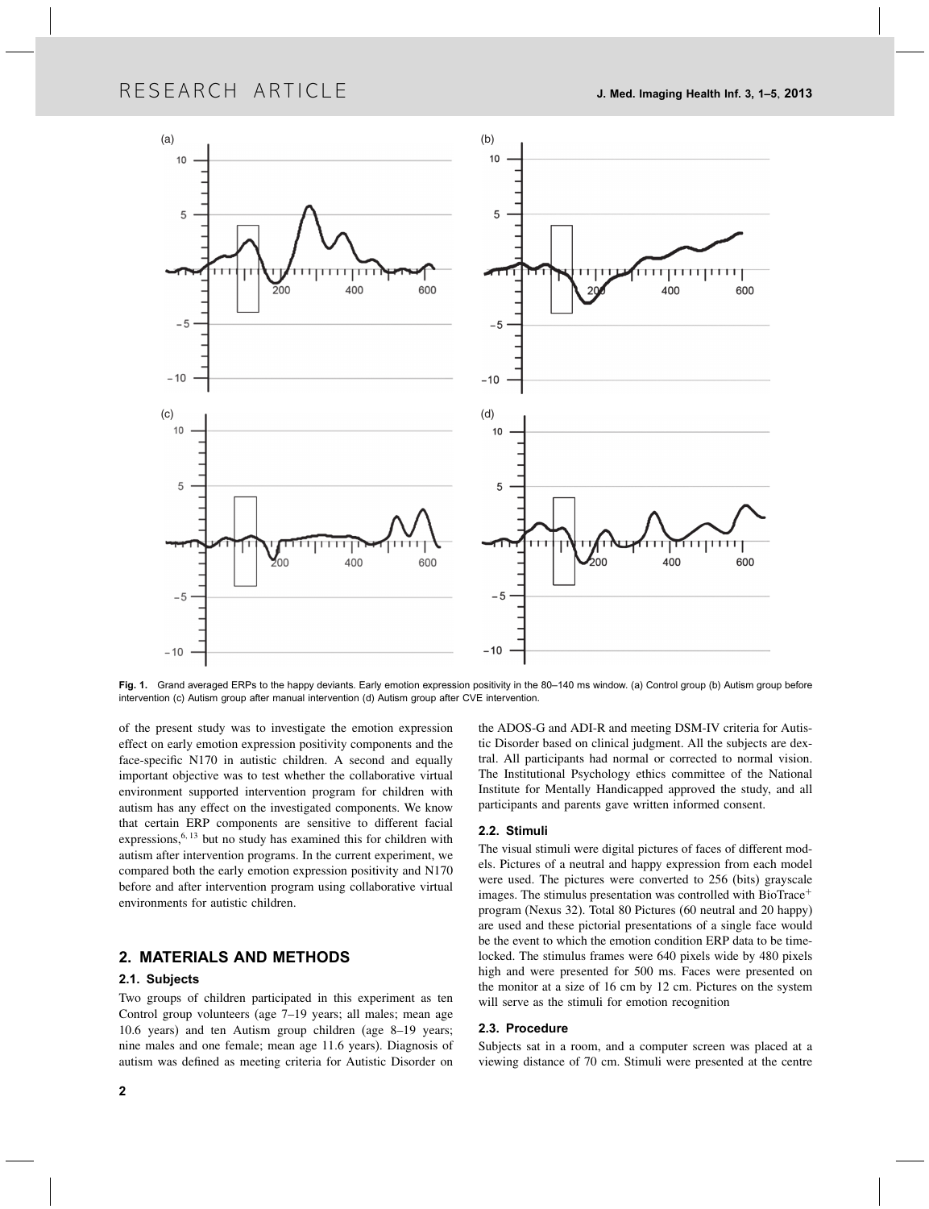Fig. 1. Grand averaged ERPs to the happy deviants. Early emotion expression positivity in the 80–140 ms window. (a) Control group (b) Autism group before intervention (c) Autism group after manual intervention (d) Autism group after CVE intervention.

of the present study was to investigate the emotion expression effect on early emotion expression positivity components and the face-specific N170 in autistic children. A second and equally important objective was to test whether the collaborative virtual environment supported intervention program for children with autism has any effect on the investigated components. We know that certain ERP components are sensitive to different facial expressions,[6,13] but no study has examined this for children with autism after intervention programs. In the current experiment, we compared both the early emotion expression positivity and N170 before and after intervention program using collaborative virtual environments for autistic children.

## 2. MATERIALS AND METHODS

### 2.1. Subjects

Two groups of children participated in this experiment as ten Control group volunteers (age 7–19 years; all males; mean age 10.6 years) and ten Autism group children (age 8–19 years; nine males and one female; mean age 11.6 years). Diagnosis of autism was defined as meeting criteria for Autistic Disorder on the ADOS-G and ADI-R and meeting DSM-IV criteria for Autistic Disorder based on clinical judgment. All the subjects are dextral. All participants had normal or corrected to normal vision. The Institutional Psychology ethics committee of the National Institute for Mentally Handicapped approved the study, and all participants and parents gave written informed consent.

### 2.2. Stimuli

The visual stimuli were digital pictures of faces of different models. Pictures of a neutral and happy expression from each model were used. The pictures were converted to 256 (bits) grayscale images. The stimulus presentation was controlled with BioTrace+ program (Nexus 32). Total 80 Pictures (60 neutral and 20 happy) are used and these pictorial presentations of a single face would be the event to which the emotion condition ERP data to be time-locked. The stimulus frames were 640 pixels wide by 480 pixels high and were presented for 500 ms. Faces were presented on the monitor at a size of 16 cm by 12 cm. Pictures on the system will serve as the stimuli for emotion recognition

### 2.3. Procedure

Subjects sat in a room, and a computer screen was placed at a viewing distance of 70 cm. Stimuli were presented at the centre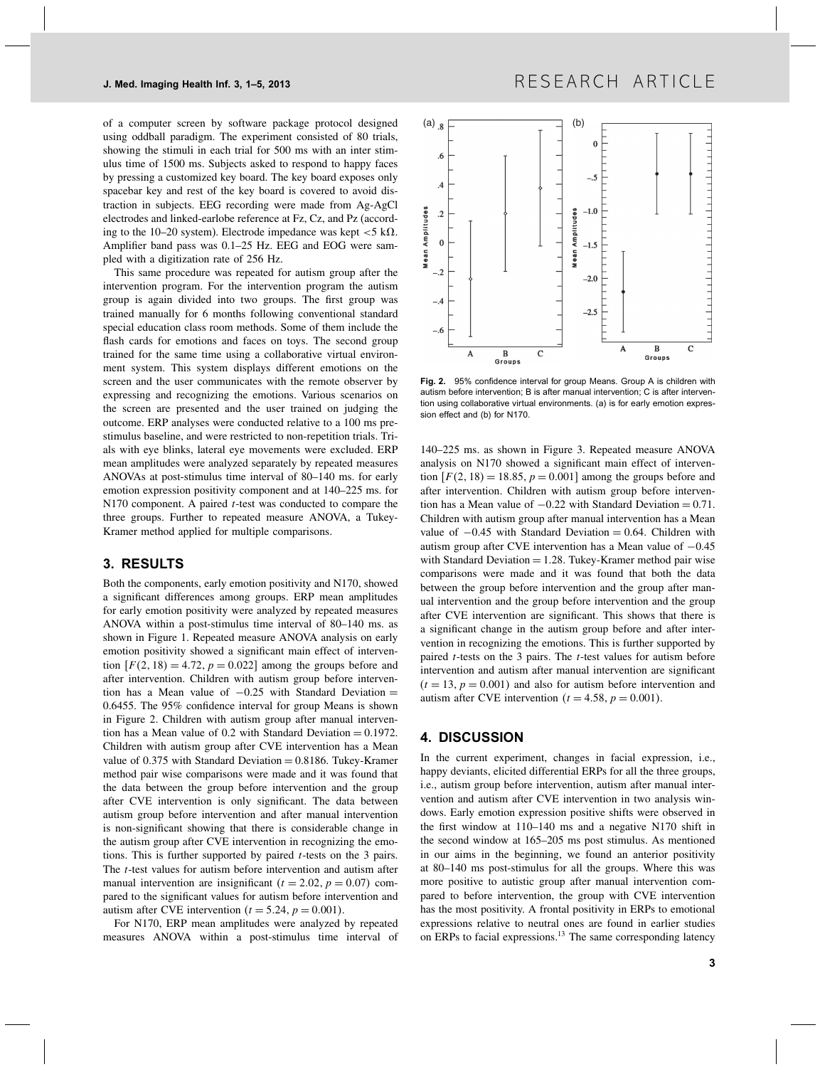of a computer screen by software package protocol designed using oddball paradigm. The experiment consisted of 80 trials, showing the stimuli in each trial for 500 ms with an inter stimulus time of 1500 ms. Subjects asked to respond to happy faces by pressing a customized key board. The key board exposes only spacebar key and rest of the key board is covered to avoid distraction in subjects. EEG recording were made from Ag-AgCl electrodes and linked-earlobe reference at Fz, Cz, and Pz (according to the 10–20 system). Electrode impedance was kept $<5$ k$\Omega$. Amplifier band pass was 0.1–25 Hz. EEG and EOG were sampled with a digitization rate of 256 Hz.

This same procedure was repeated for autism group after the intervention program. For the intervention program the autism group is again divided into two groups. The first group was trained manually for 6 months following conventional standard special education class room methods. Some of them include the flash cards for emotions and faces on toys. The second group trained for the same time using a collaborative virtual environment system. This system displays different emotions on the screen and the user communicates with the remote observer by expressing and recognizing the emotions. Various scenarios on the screen are presented and the user trained on judging the outcome. ERP analyses were conducted relative to a 100 ms prestimulus baseline, and were restricted to non-repetition trials. Trials with eye blinks, lateral eye movements were excluded. ERP mean amplitudes were analyzed separately by repeated measures ANOVAs at post-stimulus time interval of 80–140 ms. for early emotion expression positivity component and at 140–225 ms. for N170 component. A paired $t$-test was conducted to compare the three groups. Further to repeated measure ANOVA, a Tukey-Kramer method applied for multiple comparisons.

## 3. RESULTS

Both the components, early emotion positivity and N170, showed a significant differences among groups. ERP mean amplitudes for early emotion positivity were analyzed by repeated measures ANOVA within a post-stimulus time interval of 80–140 ms. as shown in Figure 1. Repeated measure ANOVA analysis on early emotion positivity showed a significant main effect of intervention $[F(2, 18) = 4.72, p = 0.022]$ among the groups before and after intervention. Children with autism group before intervention has a Mean value of $-0.25$ with Standard Deviation $=$ 0.6455. The 95% confidence interval for group Means is shown in Figure 2. Children with autism group after manual intervention has a Mean value of 0.2 with Standard Deviation $= 0.1972$. Children with autism group after CVE intervention has a Mean value of 0.375 with Standard Deviation $= 0.8186$. Tukey-Kramer method pair wise comparisons were made and it was found that the data between the group before intervention and the group after CVE intervention is only significant. The data between autism group before intervention and after manual intervention is non-significant showing that there is considerable change in the autism group after CVE intervention in recognizing the emotions. This is further supported by paired $t$-tests on the 3 pairs. The $t$-test values for autism before intervention and autism after manual intervention are insignificant ($t = 2.02, p = 0.07$) compared to the significant values for autism before intervention and autism after CVE intervention ($t = 5.24, p = 0.001$).

For N170, ERP mean amplitudes were analyzed by repeated measures ANOVA within a post-stimulus time interval of 140–225 ms. as shown in Figure 3. Repeated measure ANOVA analysis on N170 showed a significant main effect of intervention $[F(2, 18) = 18.85, p = 0.001]$ among the groups before and after intervention. Children with autism group before intervention has a Mean value of $-0.22$ with Standard Deviation $= 0.71$. Children with autism group after manual intervention has a Mean value of $-0.45$ with Standard Deviation $= 0.64$. Children with autism group after CVE intervention has a Mean value of $-0.45$ with Standard Deviation $= 1.28$. Tukey-Kramer method pair wise comparisons were made and it was found that both the data between the group before intervention and the group after manual intervention and the group before intervention and the group after CVE intervention are significant. This shows that there is a significant change in the autism group before and after intervention in recognizing the emotions. This is further supported by paired $t$-tests on the 3 pairs. The $t$-test values for autism before intervention and autism after manual intervention are significant ($t = 13, p = 0.001$) and also for autism before intervention and autism after CVE intervention ($t = 4.58, p = 0.001$).

**Fig. 2.** 95% confidence interval for group Means. Group A is children with autism before intervention; B is after manual intervention; C is after intervention using collaborative virtual environments. (a) is for early emotion expression effect and (b) for N170.

## 4. DISCUSSION

In the current experiment, changes in facial expression, i.e., happy deviants, elicited differential ERPs for all the three groups, i.e., autism group before intervention, autism after manual intervention and autism after CVE intervention in two analysis windows. Early emotion expression positive shifts were observed in the first window at 110–140 ms and a negative N170 shift in the second window at 165–205 ms post stimulus. As mentioned in our aims in the beginning, we found an anterior positivity at 80–140 ms post-stimulus for all the groups. Where this was more positive to autistic group after manual intervention compared to before intervention, the group with CVE intervention has the most positivity. A frontal positivity in ERPs to emotional expressions relative to neutral ones are found in earlier studies on ERPs to facial expressions.[13] The same corresponding latency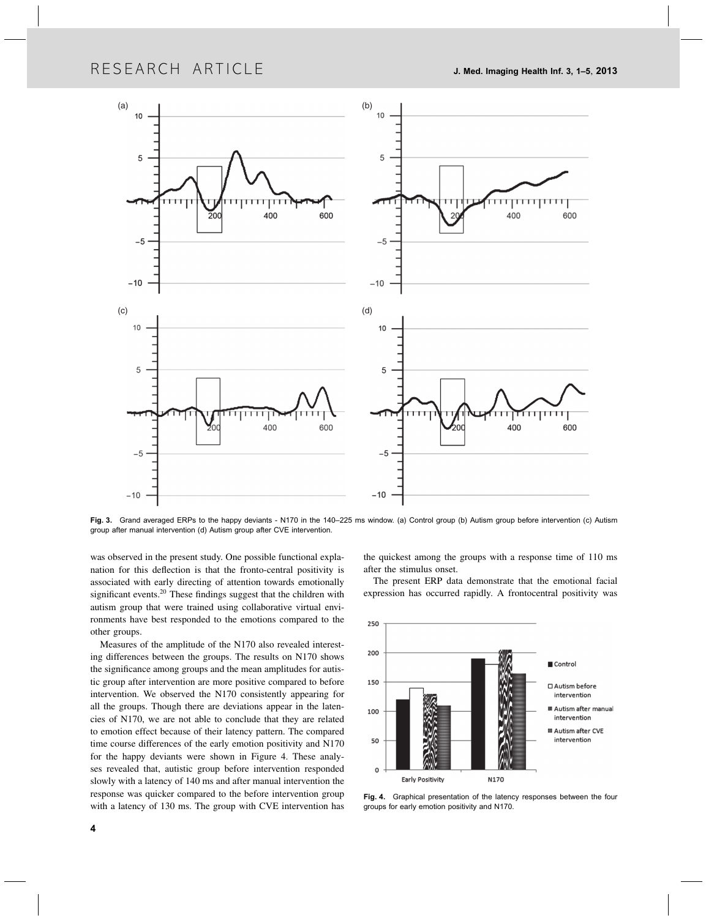Fig. 3. Grand averaged ERPs to the happy deviants - N170 in the 140–225 ms window. (a) Control group (b) Autism group before intervention (c) Autism group after manual intervention (d) Autism group after CVE intervention.

was observed in the present study. One possible functional explanation for this deflection is that the fronto-central positivity is associated with early directing of attention towards emotionally significant events.[20] These findings suggest that the children with autism group that were trained using collaborative virtual environments have best responded to the emotions compared to the other groups.

Measures of the amplitude of the N170 also revealed interesting differences between the groups. The results on N170 shows the significance among groups and the mean amplitudes for autistic group after intervention are more positive compared to before intervention. We observed the N170 consistently appearing for all the groups. Though there are deviations appear in the latencies of N170, we are not able to conclude that they are related to emotion effect because of their latency pattern. The compared time course differences of the early emotion positivity and N170 for the happy deviants were shown in Figure 4. These analyses revealed that, autistic group before intervention responded slowly with a latency of 140 ms and after manual intervention the response was quicker compared to the before intervention group with a latency of 130 ms. The group with CVE intervention has the quickest among the groups with a response time of 110 ms after the stimulus onset.

The present ERP data demonstrate that the emotional facial expression has occurred rapidly. A frontocentral positivity was

Fig. 4. Graphical presentation of the latency responses between the four groups for early emotion positivity and N170.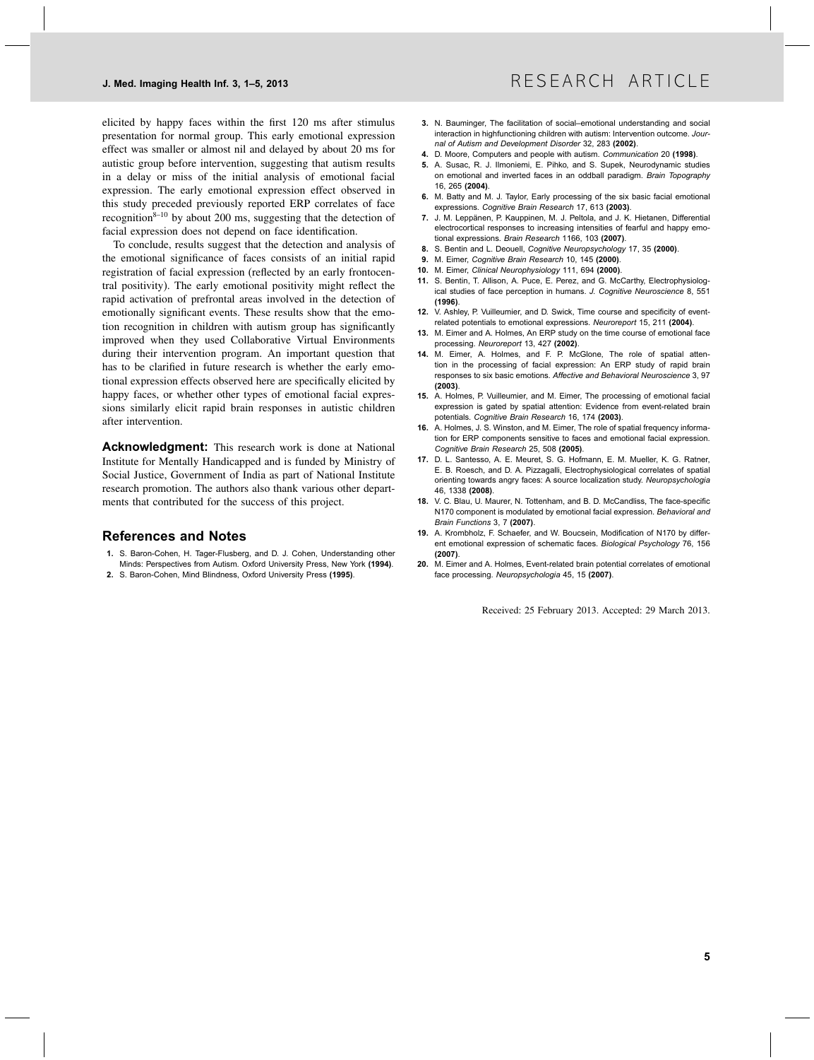elicited by happy faces within the first 120 ms after stimulus presentation for normal group. This early emotional expression effect was smaller or almost nil and delayed by about 20 ms for autistic group before intervention, suggesting that autism results in a delay or miss of the initial analysis of emotional facial expression. The early emotional expression effect observed in this study preceded previously reported ERP correlates of face recognition[8–10] by about 200 ms, suggesting that the detection of facial expression does not depend on face identification.

To conclude, results suggest that the detection and analysis of the emotional significance of faces consists of an initial rapid registration of facial expression (reflected by an early frontocentral positivity). The early emotional positivity might reflect the rapid activation of prefrontal areas involved in the detection of emotionally significant events. These results show that the emotion recognition in children with autism group has significantly improved when they used Collaborative Virtual Environments during their intervention program. An important question that has to be clarified in future research is whether the early emotional expression effects observed here are specifically elicited by happy faces, or whether other types of emotional facial expressions similarly elicit rapid brain responses in autistic children after intervention.

**Acknowledgment:** This research work is done at National Institute for Mentally Handicapped and is funded by Ministry of Social Justice, Government of India as part of National Institute research promotion. The authors also thank various other departments that contributed for the success of this project.

## References and Notes

1. S. Baron-Cohen, H. Tager-Flusberg, and D. J. Cohen, Understanding other Minds: Perspectives from Autism. Oxford University Press, New York **(1994)**.
2. S. Baron-Cohen, Mind Blindness, Oxford University Press **(1995)**.
3. N. Bauminger, The facilitation of social–emotional understanding and social interaction in highfunctioning children with autism: Intervention outcome. *Journal of Autism and Development Disorder* 32, 283 **(2002)**.
4. D. Moore, Computers and people with autism. *Communication* 20 **(1998)**.
5. A. Susac, R. J. Ilmoniemi, E. Pihko, and S. Supek, Neurodynamic studies on emotional and inverted faces in an oddball paradigm. *Brain Topography* 16, 265 **(2004)**.
6. M. Batty and M. J. Taylor, Early processing of the six basic facial emotional expressions. *Cognitive Brain Research* 17, 613 **(2003)**.
7. J. M. Leppänen, P. Kauppinen, M. J. Peltola, and J. K. Hietanen, Differential electrocortical responses to increasing intensities of fearful and happy emotional expressions. *Brain Research* 1166, 103 **(2007)**.
8. S. Bentin and L. Deouell, *Cognitive Neuropsychology* 17, 35 **(2000)**.
9. M. Eimer, *Cognitive Brain Research* 10, 145 **(2000)**.
10. M. Eimer, *Clinical Neurophysiology* 111, 694 **(2000)**.
11. S. Bentin, T. Allison, A. Puce, E. Perez, and G. McCarthy, Electrophysiological studies of face perception in humans. *J. Cognitive Neuroscience* 8, 551 **(1996)**.
12. V. Ashley, P. Vuilleumier, and D. Swick, Time course and specificity of event-related potentials to emotional expressions. *Neuroreport* 15, 211 **(2004)**.
13. M. Eimer and A. Holmes, An ERP study on the time course of emotional face processing. *Neuroreport* 13, 427 **(2002)**.
14. M. Eimer, A. Holmes, and F. P. McGlone, The role of spatial attention in the processing of facial expression: An ERP study of rapid brain responses to six basic emotions. *Affective and Behavioral Neuroscience* 3, 97 **(2003)**.
15. A. Holmes, P. Vuilleumier, and M. Eimer, The processing of emotional facial expression is gated by spatial attention: Evidence from event-related brain potentials. *Cognitive Brain Research* 16, 174 **(2003)**.
16. A. Holmes, J. S. Winston, and M. Eimer, The role of spatial frequency information for ERP components sensitive to faces and emotional facial expression. *Cognitive Brain Research* 25, 508 **(2005)**.
17. D. L. Santesso, A. E. Meuret, S. G. Hofmann, E. M. Mueller, K. G. Ratner, E. B. Roesch, and D. A. Pizzagalli, Electrophysiological correlates of spatial orienting towards angry faces: A source localization study. *Neuropsychologia* 46, 1338 **(2008)**.
18. V. C. Blau, U. Maurer, N. Tottenham, and B. D. McCandliss, The face-specific N170 component is modulated by emotional facial expression. *Behavioral and Brain Functions* 3, 7 **(2007)**.
19. A. Krombholz, F. Schaefer, and W. Boucsein, Modification of N170 by different emotional expression of schematic faces. *Biological Psychology* 76, 156 **(2007)**.
20. M. Eimer and A. Holmes, Event-related brain potential correlates of emotional face processing. *Neuropsychologia* 45, 15 **(2007)**.

Received: 25 February 2013. Accepted: 29 March 2013.